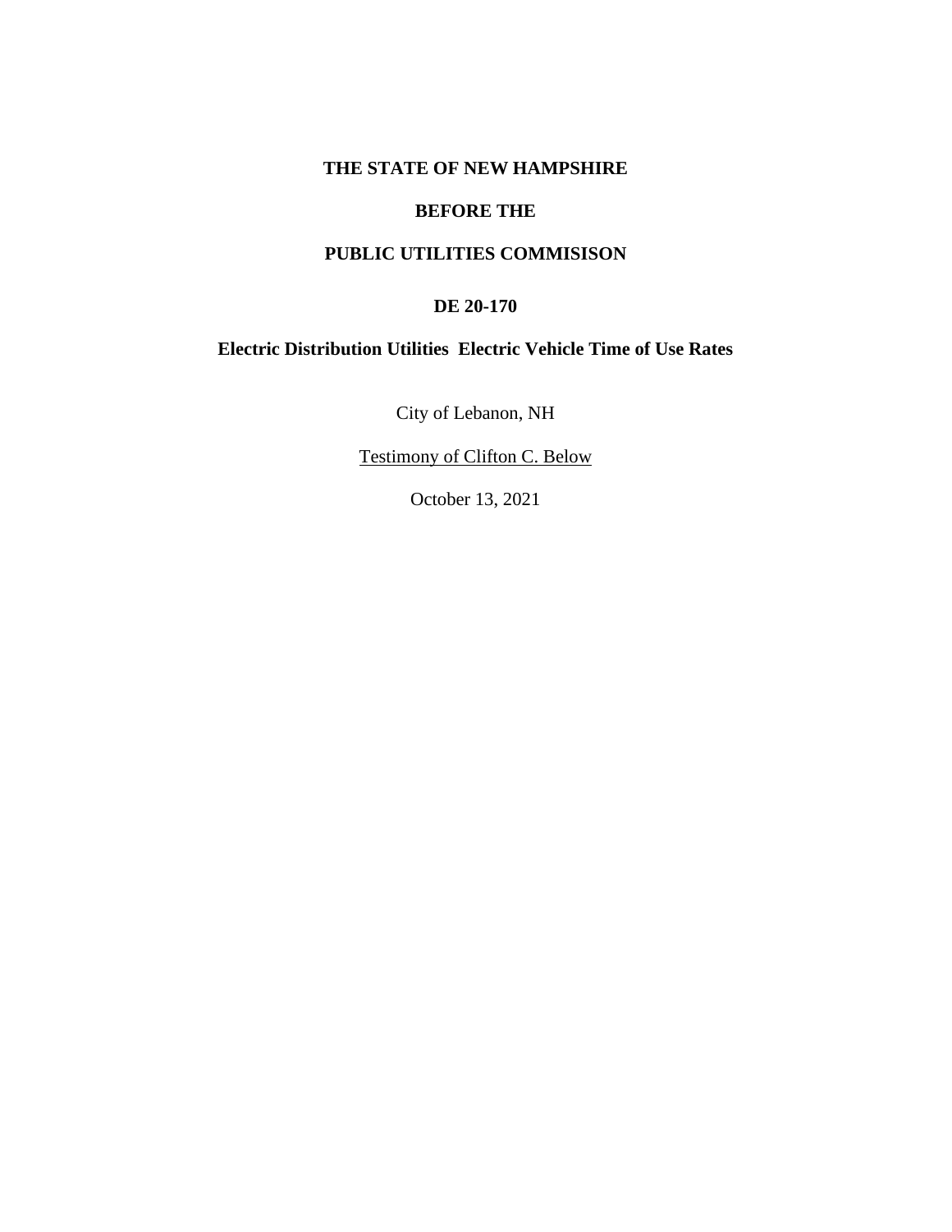**THE STATE OF NEW HAMPSHIRE**

**BEFORE THE**

**PUBLIC UTILITIES COMMISISON**

**DE 20-170**

**Electric Distribution Utilities  Electric Vehicle Time of Use Rates**

City of Lebanon, NH

<u>Testimony of Clifton C. Below</u>

October 13, 2021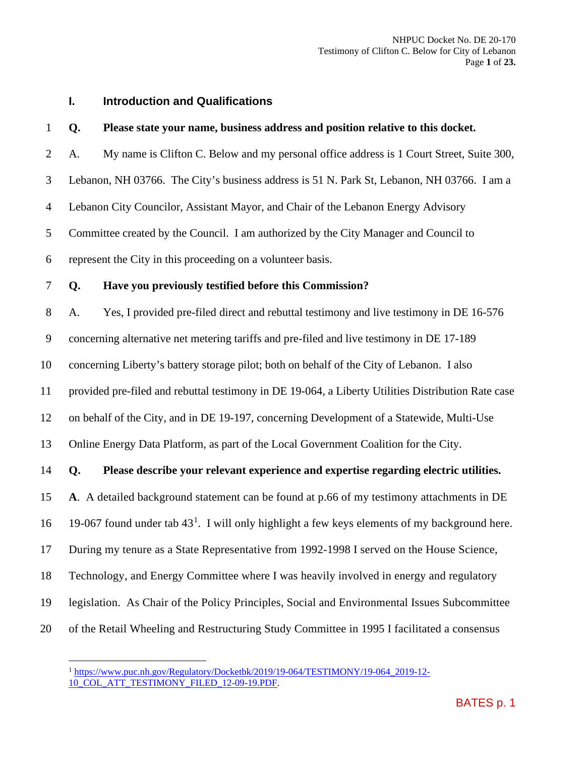## I. Introduction and Qualifications

**Q. Please state your name, business address and position relative to this docket.**

A. My name is Clifton C. Below and my personal office address is 1 Court Street, Suite 300, Lebanon, NH 03766. The City's business address is 51 N. Park St, Lebanon, NH 03766. I am a Lebanon City Councilor, Assistant Mayor, and Chair of the Lebanon Energy Advisory Committee created by the Council. I am authorized by the City Manager and Council to represent the City in this proceeding on a volunteer basis.

**Q. Have you previously testified before this Commission?**

A. Yes, I provided pre-filed direct and rebuttal testimony and live testimony in DE 16-576 concerning alternative net metering tariffs and pre-filed and live testimony in DE 17-189 concerning Liberty's battery storage pilot; both on behalf of the City of Lebanon. I also provided pre-filed and rebuttal testimony in DE 19-064, a Liberty Utilities Distribution Rate case on behalf of the City, and in DE 19-197, concerning Development of a Statewide, Multi-Use Online Energy Data Platform, as part of the Local Government Coalition for the City.

**Q. Please describe your relevant experience and expertise regarding electric utilities.**

**A**. A detailed background statement can be found at p.66 of my testimony attachments in DE 19-067 found under tab 43[1]. I will only highlight a few keys elements of my background here. During my tenure as a State Representative from 1992-1998 I served on the House Science, Technology, and Energy Committee where I was heavily involved in energy and regulatory legislation. As Chair of the Policy Principles, Social and Environmental Issues Subcommittee of the Retail Wheeling and Restructuring Study Committee in 1995 I facilitated a consensus

[1] https://www.puc.nh.gov/Regulatory/Docketbk/2019/19-064/TESTIMONY/19-064_2019-12-10_COL_ATT_TESTIMONY_FILED_12-09-19.PDF.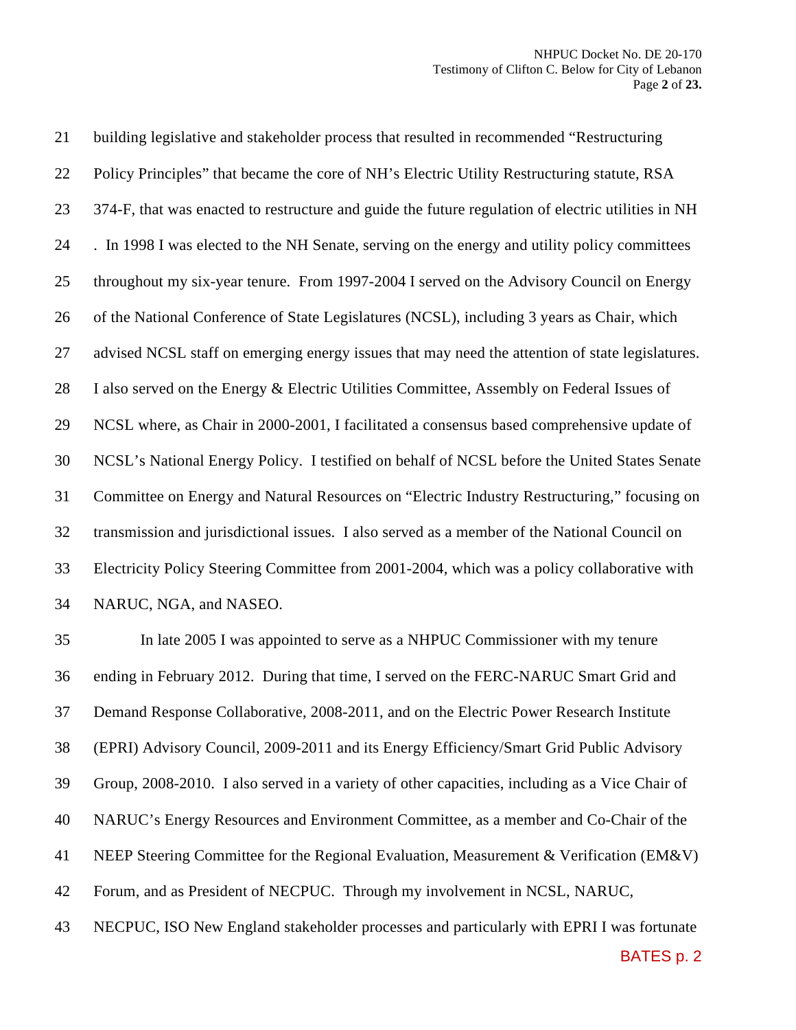building legislative and stakeholder process that resulted in recommended "Restructuring Policy Principles" that became the core of NH's Electric Utility Restructuring statute, RSA 374-F, that was enacted to restructure and guide the future regulation of electric utilities in NH . In 1998 I was elected to the NH Senate, serving on the energy and utility policy committees throughout my six-year tenure. From 1997-2004 I served on the Advisory Council on Energy of the National Conference of State Legislatures (NCSL), including 3 years as Chair, which advised NCSL staff on emerging energy issues that may need the attention of state legislatures. I also served on the Energy & Electric Utilities Committee, Assembly on Federal Issues of NCSL where, as Chair in 2000-2001, I facilitated a consensus based comprehensive update of NCSL's National Energy Policy. I testified on behalf of NCSL before the United States Senate Committee on Energy and Natural Resources on "Electric Industry Restructuring," focusing on transmission and jurisdictional issues. I also served as a member of the National Council on Electricity Policy Steering Committee from 2001-2004, which was a policy collaborative with NARUC, NGA, and NASEO.

In late 2005 I was appointed to serve as a NHPUC Commissioner with my tenure ending in February 2012. During that time, I served on the FERC-NARUC Smart Grid and Demand Response Collaborative, 2008-2011, and on the Electric Power Research Institute (EPRI) Advisory Council, 2009-2011 and its Energy Efficiency/Smart Grid Public Advisory Group, 2008-2010. I also served in a variety of other capacities, including as a Vice Chair of NARUC's Energy Resources and Environment Committee, as a member and Co-Chair of the NEEP Steering Committee for the Regional Evaluation, Measurement & Verification (EM&V) Forum, and as President of NECPUC. Through my involvement in NCSL, NARUC, NECPUC, ISO New England stakeholder processes and particularly with EPRI I was fortunate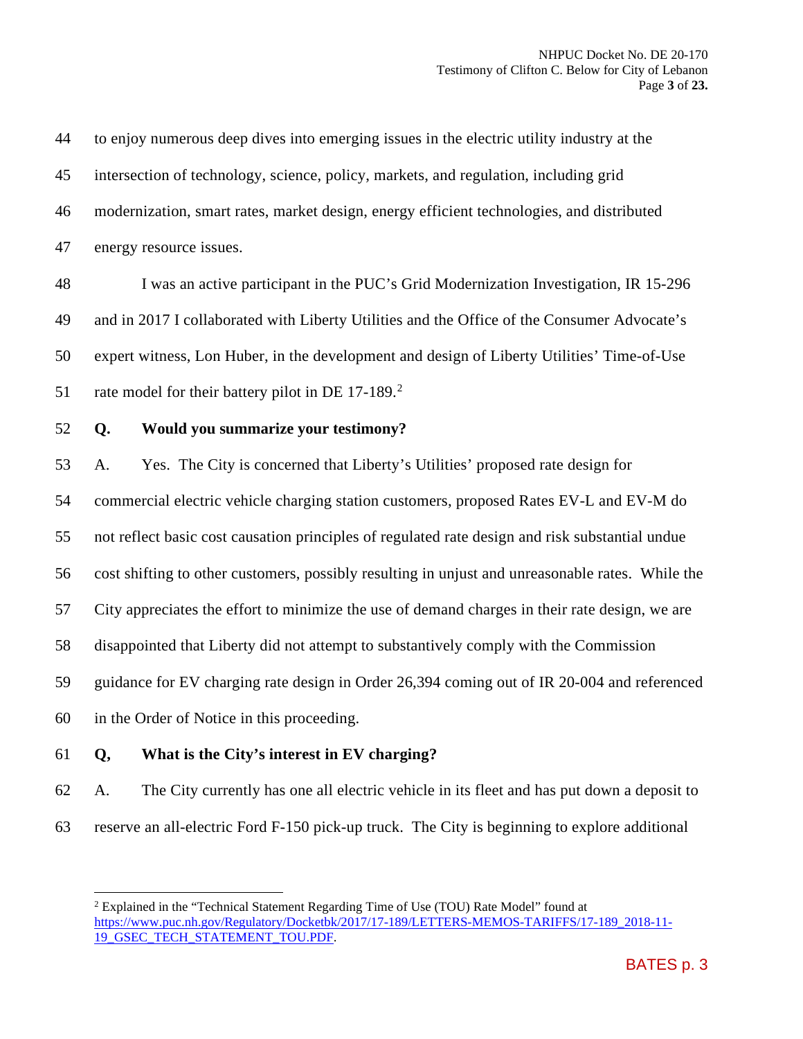to enjoy numerous deep dives into emerging issues in the electric utility industry at the intersection of technology, science, policy, markets, and regulation, including grid modernization, smart rates, market design, energy efficient technologies, and distributed energy resource issues.

I was an active participant in the PUC's Grid Modernization Investigation, IR 15-296 and in 2017 I collaborated with Liberty Utilities and the Office of the Consumer Advocate's expert witness, Lon Huber, in the development and design of Liberty Utilities' Time-of-Use rate model for their battery pilot in DE 17-189.[2]

**Q. Would you summarize your testimony?**

A. Yes. The City is concerned that Liberty's Utilities' proposed rate design for commercial electric vehicle charging station customers, proposed Rates EV-L and EV-M do not reflect basic cost causation principles of regulated rate design and risk substantial undue cost shifting to other customers, possibly resulting in unjust and unreasonable rates. While the City appreciates the effort to minimize the use of demand charges in their rate design, we are disappointed that Liberty did not attempt to substantively comply with the Commission guidance for EV charging rate design in Order 26,394 coming out of IR 20-004 and referenced in the Order of Notice in this proceeding.

**Q, What is the City's interest in EV charging?**

A. The City currently has one all electric vehicle in its fleet and has put down a deposit to reserve an all-electric Ford F-150 pick-up truck. The City is beginning to explore additional

---

[2] Explained in the "Technical Statement Regarding Time of Use (TOU) Rate Model" found at https://www.puc.nh.gov/Regulatory/Docketbk/2017/17-189/LETTERS-MEMOS-TARIFFS/17-189_2018-11-19_GSEC_TECH_STATEMENT_TOU.PDF.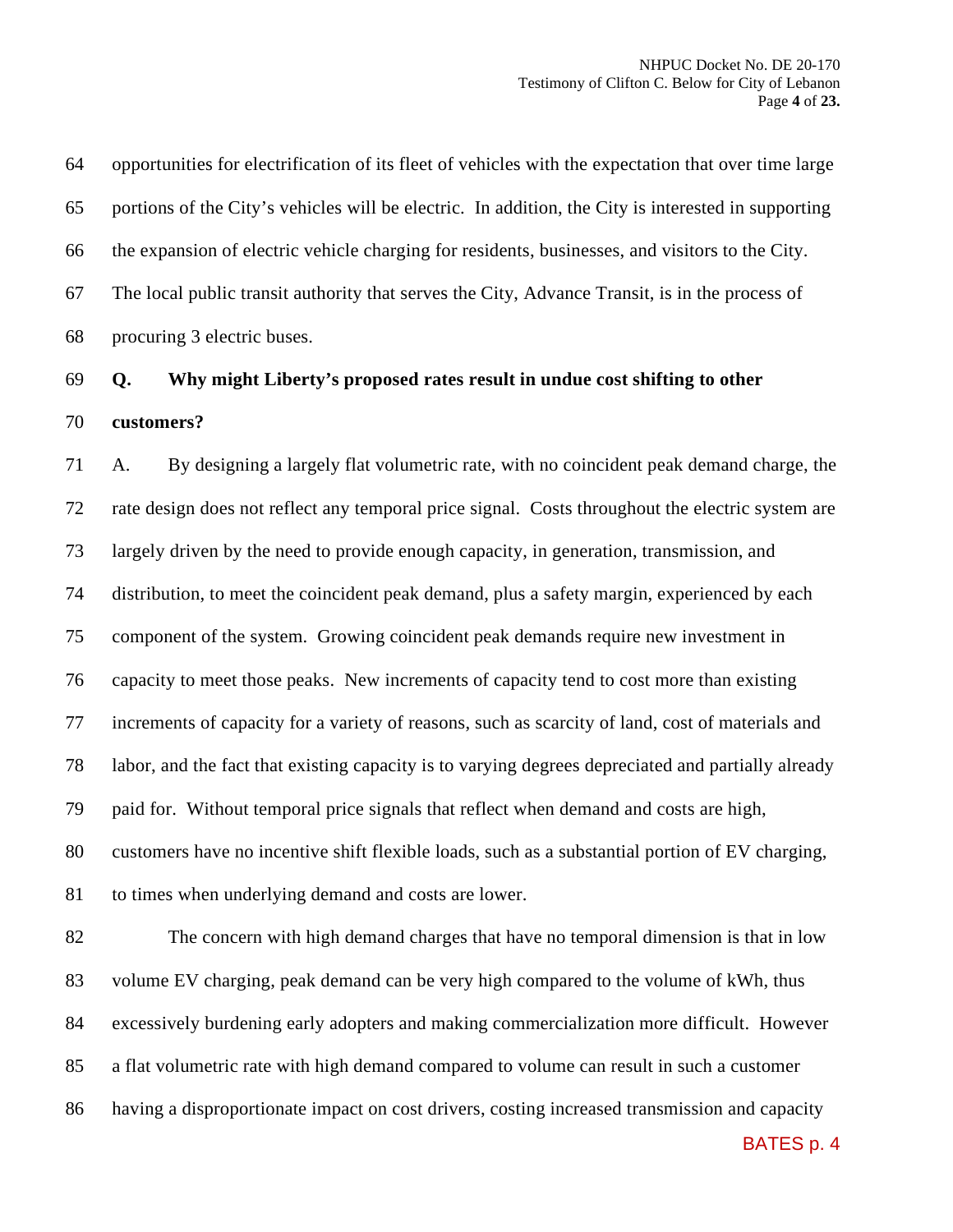opportunities for electrification of its fleet of vehicles with the expectation that over time large portions of the City's vehicles will be electric. In addition, the City is interested in supporting the expansion of electric vehicle charging for residents, businesses, and visitors to the City. The local public transit authority that serves the City, Advance Transit, is in the process of procuring 3 electric buses.

**Q. Why might Liberty's proposed rates result in undue cost shifting to other customers?**

A. By designing a largely flat volumetric rate, with no coincident peak demand charge, the rate design does not reflect any temporal price signal. Costs throughout the electric system are largely driven by the need to provide enough capacity, in generation, transmission, and distribution, to meet the coincident peak demand, plus a safety margin, experienced by each component of the system. Growing coincident peak demands require new investment in capacity to meet those peaks. New increments of capacity tend to cost more than existing increments of capacity for a variety of reasons, such as scarcity of land, cost of materials and labor, and the fact that existing capacity is to varying degrees depreciated and partially already paid for. Without temporal price signals that reflect when demand and costs are high, customers have no incentive shift flexible loads, such as a substantial portion of EV charging, to times when underlying demand and costs are lower.

The concern with high demand charges that have no temporal dimension is that in low volume EV charging, peak demand can be very high compared to the volume of kWh, thus excessively burdening early adopters and making commercialization more difficult. However a flat volumetric rate with high demand compared to volume can result in such a customer having a disproportionate impact on cost drivers, costing increased transmission and capacity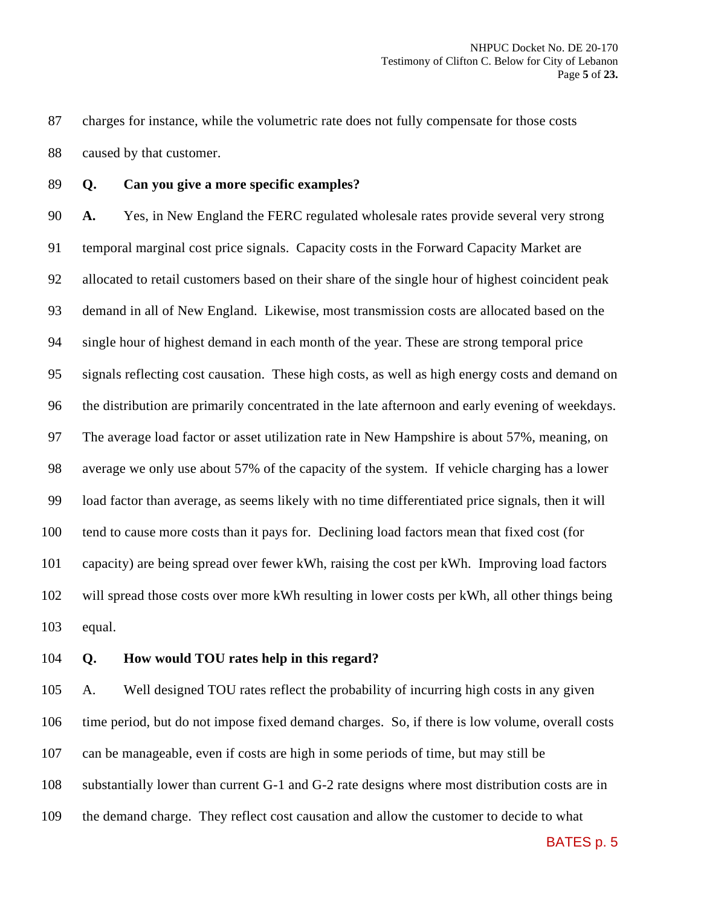charges for instance, while the volumetric rate does not fully compensate for those costs caused by that customer.

**Q. Can you give a more specific examples?**

**A.** Yes, in New England the FERC regulated wholesale rates provide several very strong temporal marginal cost price signals. Capacity costs in the Forward Capacity Market are allocated to retail customers based on their share of the single hour of highest coincident peak demand in all of New England. Likewise, most transmission costs are allocated based on the single hour of highest demand in each month of the year. These are strong temporal price signals reflecting cost causation. These high costs, as well as high energy costs and demand on the distribution are primarily concentrated in the late afternoon and early evening of weekdays. The average load factor or asset utilization rate in New Hampshire is about 57%, meaning, on average we only use about 57% of the capacity of the system. If vehicle charging has a lower load factor than average, as seems likely with no time differentiated price signals, then it will tend to cause more costs than it pays for. Declining load factors mean that fixed cost (for capacity) are being spread over fewer kWh, raising the cost per kWh. Improving load factors will spread those costs over more kWh resulting in lower costs per kWh, all other things being equal.

**Q. How would TOU rates help in this regard?**

A. Well designed TOU rates reflect the probability of incurring high costs in any given time period, but do not impose fixed demand charges. So, if there is low volume, overall costs can be manageable, even if costs are high in some periods of time, but may still be substantially lower than current G-1 and G-2 rate designs where most distribution costs are in the demand charge. They reflect cost causation and allow the customer to decide to what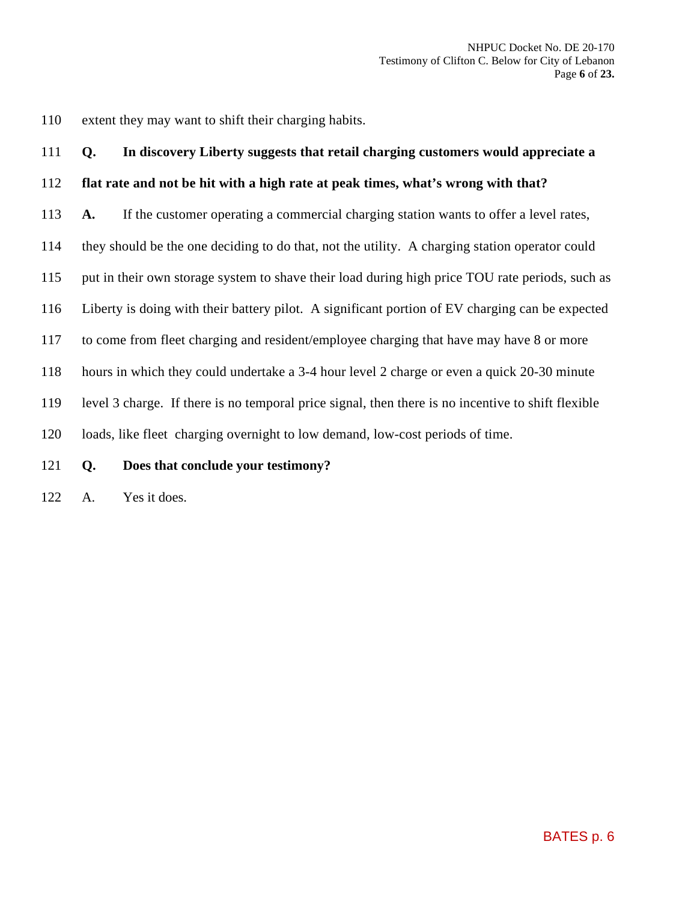extent they may want to shift their charging habits.

**Q. In discovery Liberty suggests that retail charging customers would appreciate a flat rate and not be hit with a high rate at peak times, what's wrong with that?**

**A.** If the customer operating a commercial charging station wants to offer a level rates, they should be the one deciding to do that, not the utility. A charging station operator could put in their own storage system to shave their load during high price TOU rate periods, such as Liberty is doing with their battery pilot. A significant portion of EV charging can be expected to come from fleet charging and resident/employee charging that have may have 8 or more hours in which they could undertake a 3-4 hour level 2 charge or even a quick 20-30 minute level 3 charge. If there is no temporal price signal, then there is no incentive to shift flexible loads, like fleet charging overnight to low demand, low-cost periods of time.

**Q. Does that conclude your testimony?**

A. Yes it does.